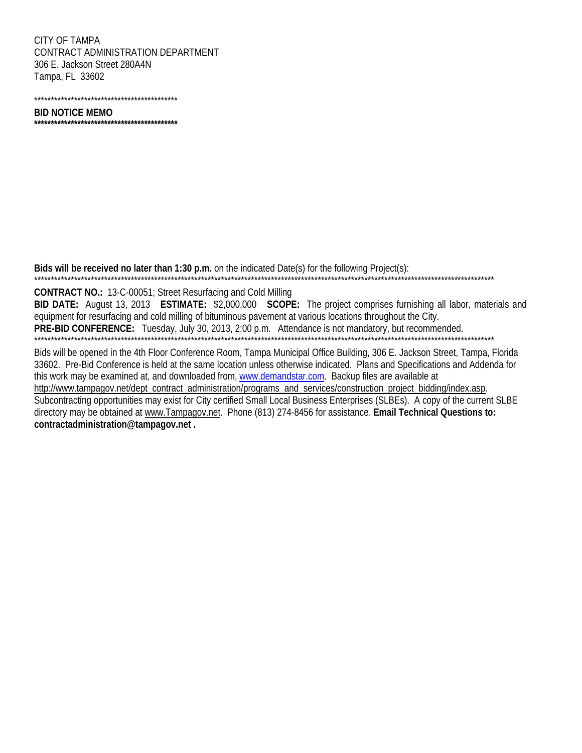CITY OF TAMPA
CONTRACT ADMINISTRATION DEPARTMENT
306 E. Jackson Street 280A4N
Tampa, FL 33602

*******************************************

**BID NOTICE MEMO**

**\*******************************************

**Bids will be received no later than 1:30 p.m.** on the indicated Date(s) for the following Project(s):

****************************************************************************************************************************************

**CONTRACT NO.:** 13-C-00051; Street Resurfacing and Cold Milling

**BID DATE:** August 13, 2013 **ESTIMATE:** $2,000,000 **SCOPE:** The project comprises furnishing all labor, materials and equipment for resurfacing and cold milling of bituminous pavement at various locations throughout the City.

**PRE-BID CONFERENCE:** Tuesday, July 30, 2013, 2:00 p.m. Attendance is not mandatory, but recommended.

****************************************************************************************************************************************

Bids will be opened in the 4th Floor Conference Room, Tampa Municipal Office Building, 306 E. Jackson Street, Tampa, Florida 33602. Pre-Bid Conference is held at the same location unless otherwise indicated. Plans and Specifications and Addenda for this work may be examined at, and downloaded from, www.demandstar.com. Backup files are available at http://www.tampagov.net/dept_contract_administration/programs_and_services/construction_project_bidding/index.asp. Subcontracting opportunities may exist for City certified Small Local Business Enterprises (SLBEs). A copy of the current SLBE directory may be obtained at www.Tampagov.net. Phone (813) 274-8456 for assistance. **Email Technical Questions to: contractadministration@tampagov.net .**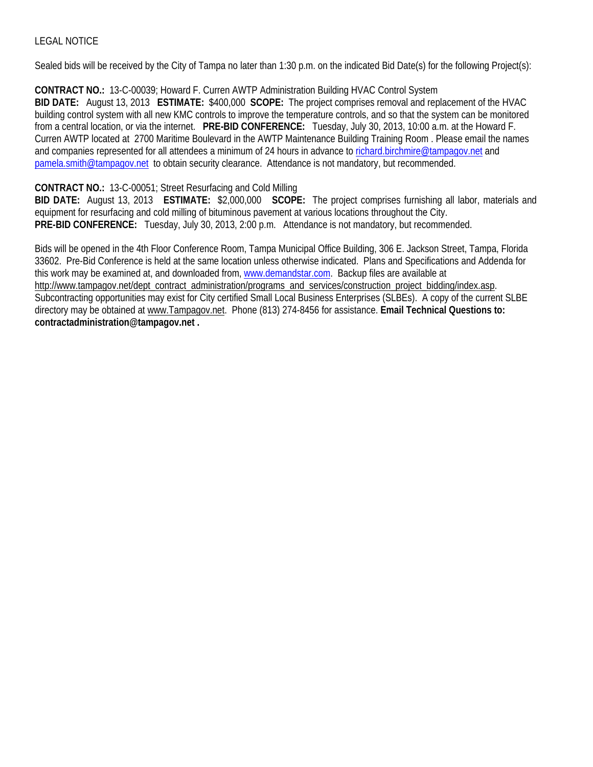LEGAL NOTICE

Sealed bids will be received by the City of Tampa no later than 1:30 p.m. on the indicated Bid Date(s) for the following Project(s):

**CONTRACT NO.:** 13-C-00039; Howard F. Curren AWTP Administration Building HVAC Control System
**BID DATE:** August 13, 2013 **ESTIMATE:** $400,000 **SCOPE:** The project comprises removal and replacement of the HVAC building control system with all new KMC controls to improve the temperature controls, and so that the system can be monitored from a central location, or via the internet. **PRE-BID CONFERENCE:** Tuesday, July 30, 2013, 10:00 a.m. at the Howard F. Curren AWTP located at 2700 Maritime Boulevard in the AWTP Maintenance Building Training Room . Please email the names and companies represented for all attendees a minimum of 24 hours in advance to richard.birchmire@tampagov.net and pamela.smith@tampagov.net to obtain security clearance. Attendance is not mandatory, but recommended.

**CONTRACT NO.:** 13-C-00051; Street Resurfacing and Cold Milling
**BID DATE:** August 13, 2013 **ESTIMATE:** $2,000,000 **SCOPE:** The project comprises furnishing all labor, materials and equipment for resurfacing and cold milling of bituminous pavement at various locations throughout the City.
**PRE-BID CONFERENCE:** Tuesday, July 30, 2013, 2:00 p.m. Attendance is not mandatory, but recommended.

Bids will be opened in the 4th Floor Conference Room, Tampa Municipal Office Building, 306 E. Jackson Street, Tampa, Florida 33602. Pre-Bid Conference is held at the same location unless otherwise indicated. Plans and Specifications and Addenda for this work may be examined at, and downloaded from, www.demandstar.com. Backup files are available at http://www.tampagov.net/dept_contract_administration/programs_and_services/construction_project_bidding/index.asp. Subcontracting opportunities may exist for City certified Small Local Business Enterprises (SLBEs). A copy of the current SLBE directory may be obtained at www.Tampagov.net. Phone (813) 274-8456 for assistance. **Email Technical Questions to: contractadministration@tampagov.net .**